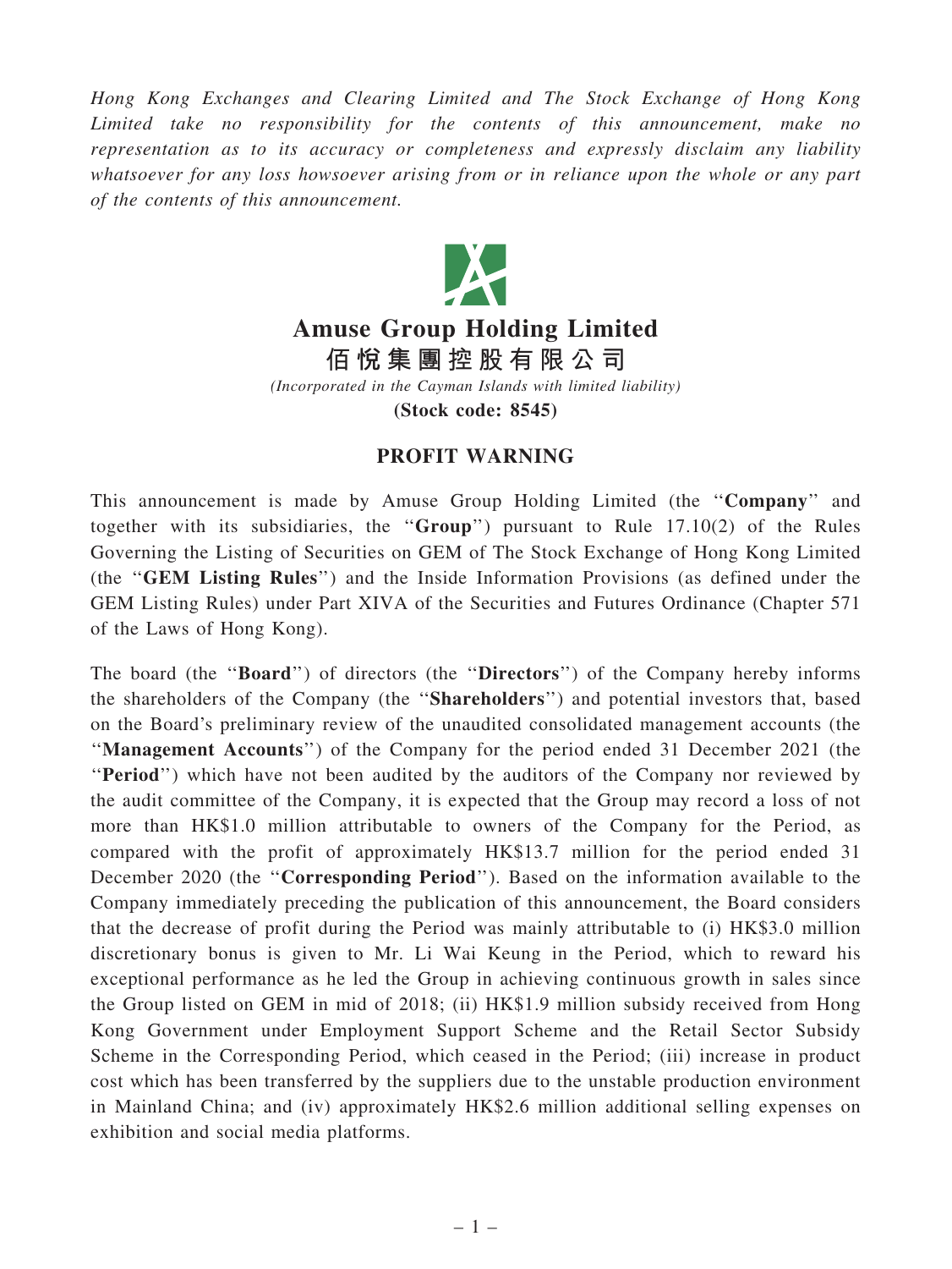*Hong Kong Exchanges and Clearing Limited and The Stock Exchange of Hong Kong Limited take no responsibility for the contents of this announcement, make no representation as to its accuracy or completeness and expressly disclaim any liability whatsoever for any loss howsoever arising from or in reliance upon the whole or any part of the contents of this announcement.*

# Amuse Group Holding Limited
# 佰悅集團控股有限公司

*(Incorporated in the Cayman Islands with limited liability)*

**(Stock code: 8545)**

## PROFIT WARNING

This announcement is made by Amuse Group Holding Limited (the "**Company**" and together with its subsidiaries, the "**Group**") pursuant to Rule 17.10(2) of the Rules Governing the Listing of Securities on GEM of The Stock Exchange of Hong Kong Limited (the "**GEM Listing Rules**") and the Inside Information Provisions (as defined under the GEM Listing Rules) under Part XIVA of the Securities and Futures Ordinance (Chapter 571 of the Laws of Hong Kong).

The board (the "**Board**") of directors (the "**Directors**") of the Company hereby informs the shareholders of the Company (the "**Shareholders**") and potential investors that, based on the Board's preliminary review of the unaudited consolidated management accounts (the "**Management Accounts**") of the Company for the period ended 31 December 2021 (the "**Period**") which have not been audited by the auditors of the Company nor reviewed by the audit committee of the Company, it is expected that the Group may record a loss of not more than HK$1.0 million attributable to owners of the Company for the Period, as compared with the profit of approximately HK$13.7 million for the period ended 31 December 2020 (the "**Corresponding Period**"). Based on the information available to the Company immediately preceding the publication of this announcement, the Board considers that the decrease of profit during the Period was mainly attributable to (i) HK$3.0 million discretionary bonus is given to Mr. Li Wai Keung in the Period, which to reward his exceptional performance as he led the Group in achieving continuous growth in sales since the Group listed on GEM in mid of 2018; (ii) HK$1.9 million subsidy received from Hong Kong Government under Employment Support Scheme and the Retail Sector Subsidy Scheme in the Corresponding Period, which ceased in the Period; (iii) increase in product cost which has been transferred by the suppliers due to the unstable production environment in Mainland China; and (iv) approximately HK$2.6 million additional selling expenses on exhibition and social media platforms.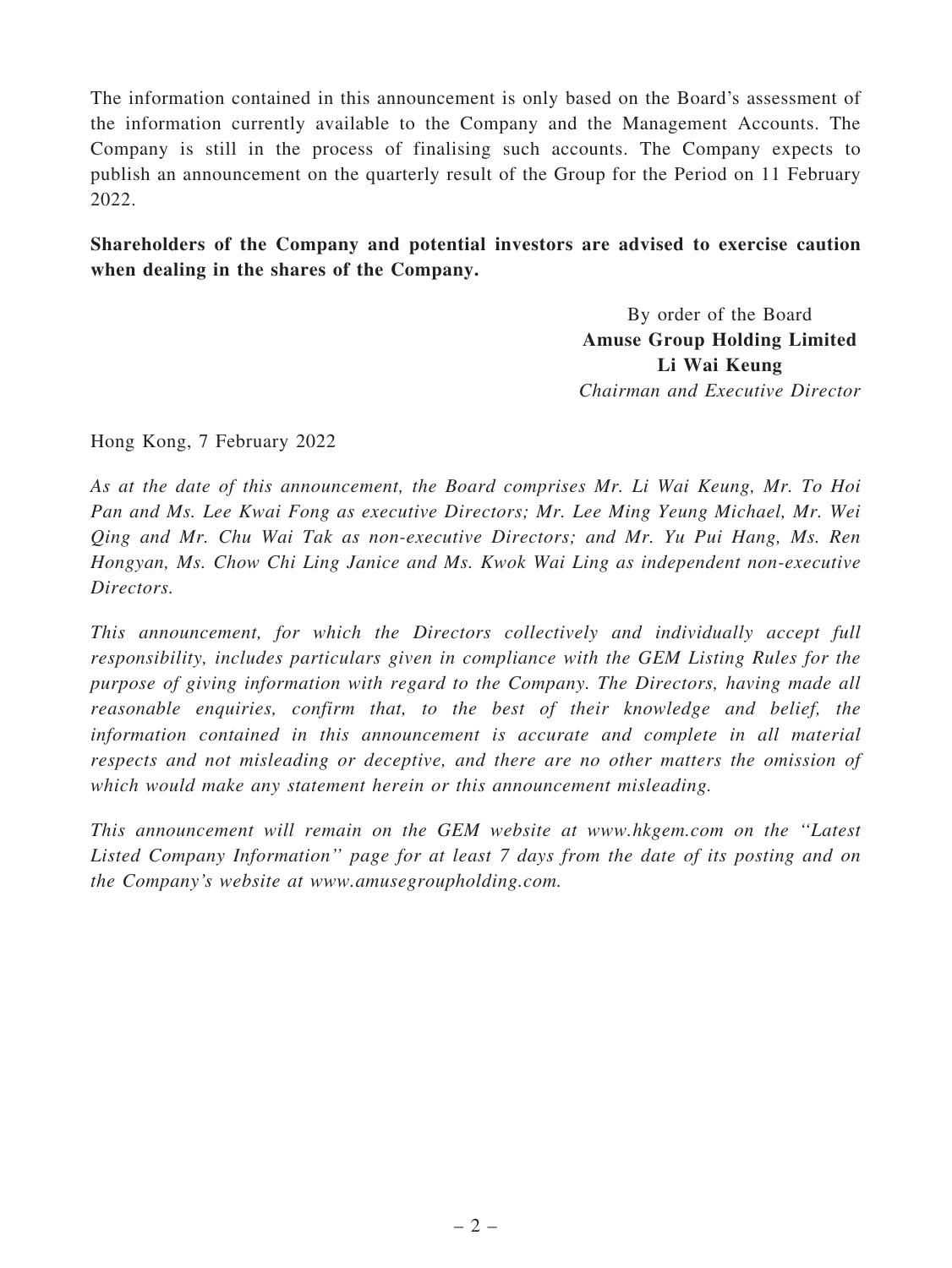The information contained in this announcement is only based on the Board's assessment of the information currently available to the Company and the Management Accounts. The Company is still in the process of finalising such accounts. The Company expects to publish an announcement on the quarterly result of the Group for the Period on 11 February 2022.

**Shareholders of the Company and potential investors are advised to exercise caution when dealing in the shares of the Company.**

By order of the Board
**Amuse Group Holding Limited**
**Li Wai Keung**
*Chairman and Executive Director*

Hong Kong, 7 February 2022

*As at the date of this announcement, the Board comprises Mr. Li Wai Keung, Mr. To Hoi Pan and Ms. Lee Kwai Fong as executive Directors; Mr. Lee Ming Yeung Michael, Mr. Wei Qing and Mr. Chu Wai Tak as non-executive Directors; and Mr. Yu Pui Hang, Ms. Ren Hongyan, Ms. Chow Chi Ling Janice and Ms. Kwok Wai Ling as independent non-executive Directors.*

*This announcement, for which the Directors collectively and individually accept full responsibility, includes particulars given in compliance with the GEM Listing Rules for the purpose of giving information with regard to the Company. The Directors, having made all reasonable enquiries, confirm that, to the best of their knowledge and belief, the information contained in this announcement is accurate and complete in all material respects and not misleading or deceptive, and there are no other matters the omission of which would make any statement herein or this announcement misleading.*

*This announcement will remain on the GEM website at www.hkgem.com on the "Latest Listed Company Information" page for at least 7 days from the date of its posting and on the Company's website at www.amusegroupholding.com.*